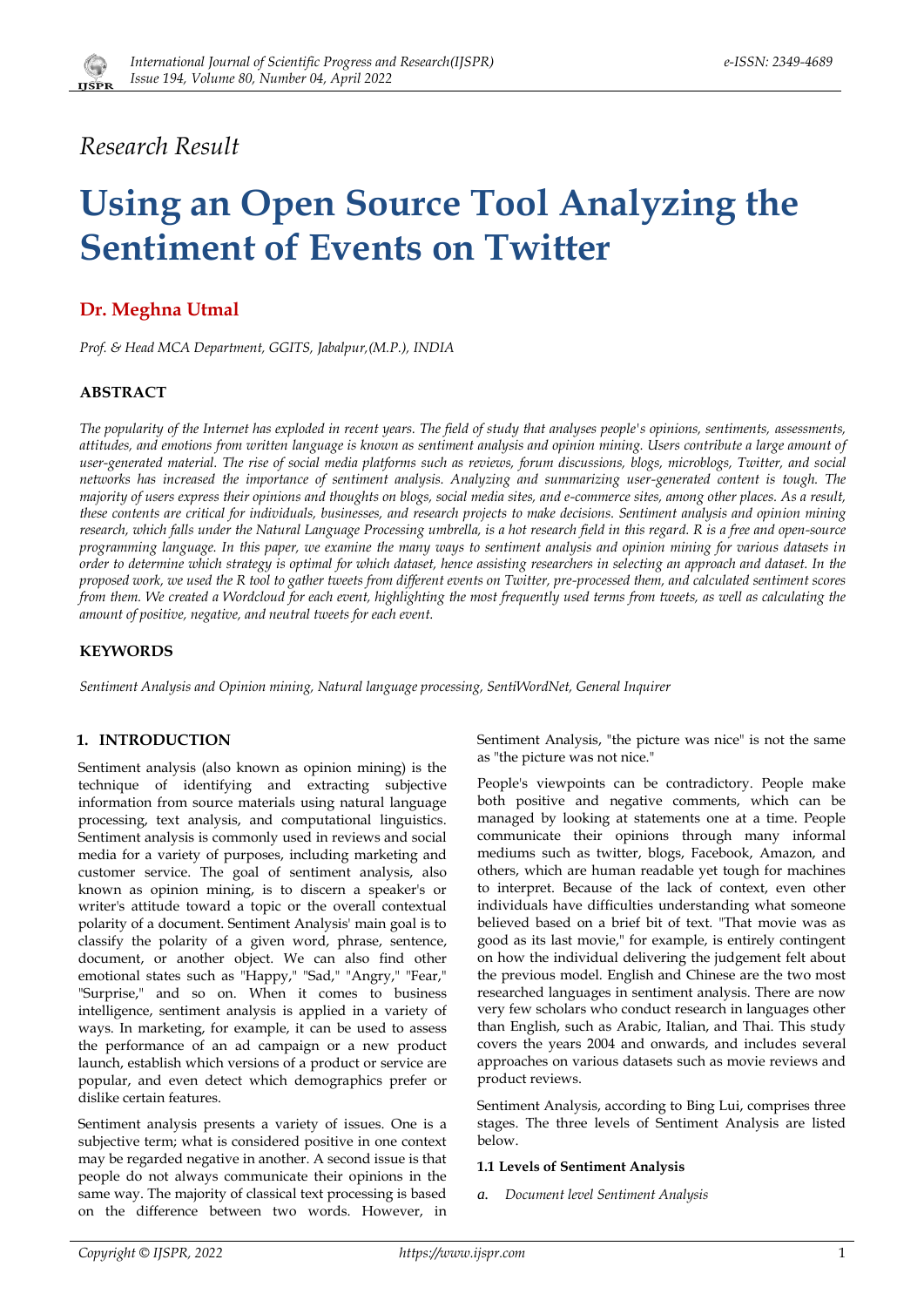*Research Result*

# Using an Open Source Tool Analyzing the Sentiment of Events on Twitter

**Dr. Meghna Utmal**

*Prof. & Head MCA Department, GGITS, Jabalpur,(M.P.), INDIA*

## ABSTRACT

*The popularity of the Internet has exploded in recent years. The field of study that analyses people's opinions, sentiments, assessments, attitudes, and emotions from written language is known as sentiment analysis and opinion mining. Users contribute a large amount of user-generated material. The rise of social media platforms such as reviews, forum discussions, blogs, microblogs, Twitter, and social networks has increased the importance of sentiment analysis. Analyzing and summarizing user-generated content is tough. The majority of users express their opinions and thoughts on blogs, social media sites, and e-commerce sites, among other places. As a result, these contents are critical for individuals, businesses, and research projects to make decisions. Sentiment analysis and opinion mining research, which falls under the Natural Language Processing umbrella, is a hot research field in this regard. R is a free and open-source programming language. In this paper, we examine the many ways to sentiment analysis and opinion mining for various datasets in order to determine which strategy is optimal for which dataset, hence assisting researchers in selecting an approach and dataset. In the proposed work, we used the R tool to gather tweets from different events on Twitter, pre-processed them, and calculated sentiment scores from them. We created a Wordcloud for each event, highlighting the most frequently used terms from tweets, as well as calculating the amount of positive, negative, and neutral tweets for each event.*

## KEYWORDS

*Sentiment Analysis and Opinion mining, Natural language processing, SentiWordNet, General Inquirer*

## 1. INTRODUCTION

Sentiment analysis (also known as opinion mining) is the technique of identifying and extracting subjective information from source materials using natural language processing, text analysis, and computational linguistics. Sentiment analysis is commonly used in reviews and social media for a variety of purposes, including marketing and customer service. The goal of sentiment analysis, also known as opinion mining, is to discern a speaker's or writer's attitude toward a topic or the overall contextual polarity of a document. Sentiment Analysis' main goal is to classify the polarity of a given word, phrase, sentence, document, or another object. We can also find other emotional states such as "Happy," "Sad," "Angry," "Fear," "Surprise," and so on. When it comes to business intelligence, sentiment analysis is applied in a variety of ways. In marketing, for example, it can be used to assess the performance of an ad campaign or a new product launch, establish which versions of a product or service are popular, and even detect which demographics prefer or dislike certain features.

Sentiment analysis presents a variety of issues. One is a subjective term; what is considered positive in one context may be regarded negative in another. A second issue is that people do not always communicate their opinions in the same way. The majority of classical text processing is based on the difference between two words. However, in Sentiment Analysis, "the picture was nice" is not the same as "the picture was not nice."

People's viewpoints can be contradictory. People make both positive and negative comments, which can be managed by looking at statements one at a time. People communicate their opinions through many informal mediums such as twitter, blogs, Facebook, Amazon, and others, which are human readable yet tough for machines to interpret. Because of the lack of context, even other individuals have difficulties understanding what someone believed based on a brief bit of text. "That movie was as good as its last movie," for example, is entirely contingent on how the individual delivering the judgement felt about the previous model. English and Chinese are the two most researched languages in sentiment analysis. There are now very few scholars who conduct research in languages other than English, such as Arabic, Italian, and Thai. This study covers the years 2004 and onwards, and includes several approaches on various datasets such as movie reviews and product reviews.

Sentiment Analysis, according to Bing Lui, comprises three stages. The three levels of Sentiment Analysis are listed below.

### 1.1 Levels of Sentiment Analysis

*a. Document level Sentiment Analysis*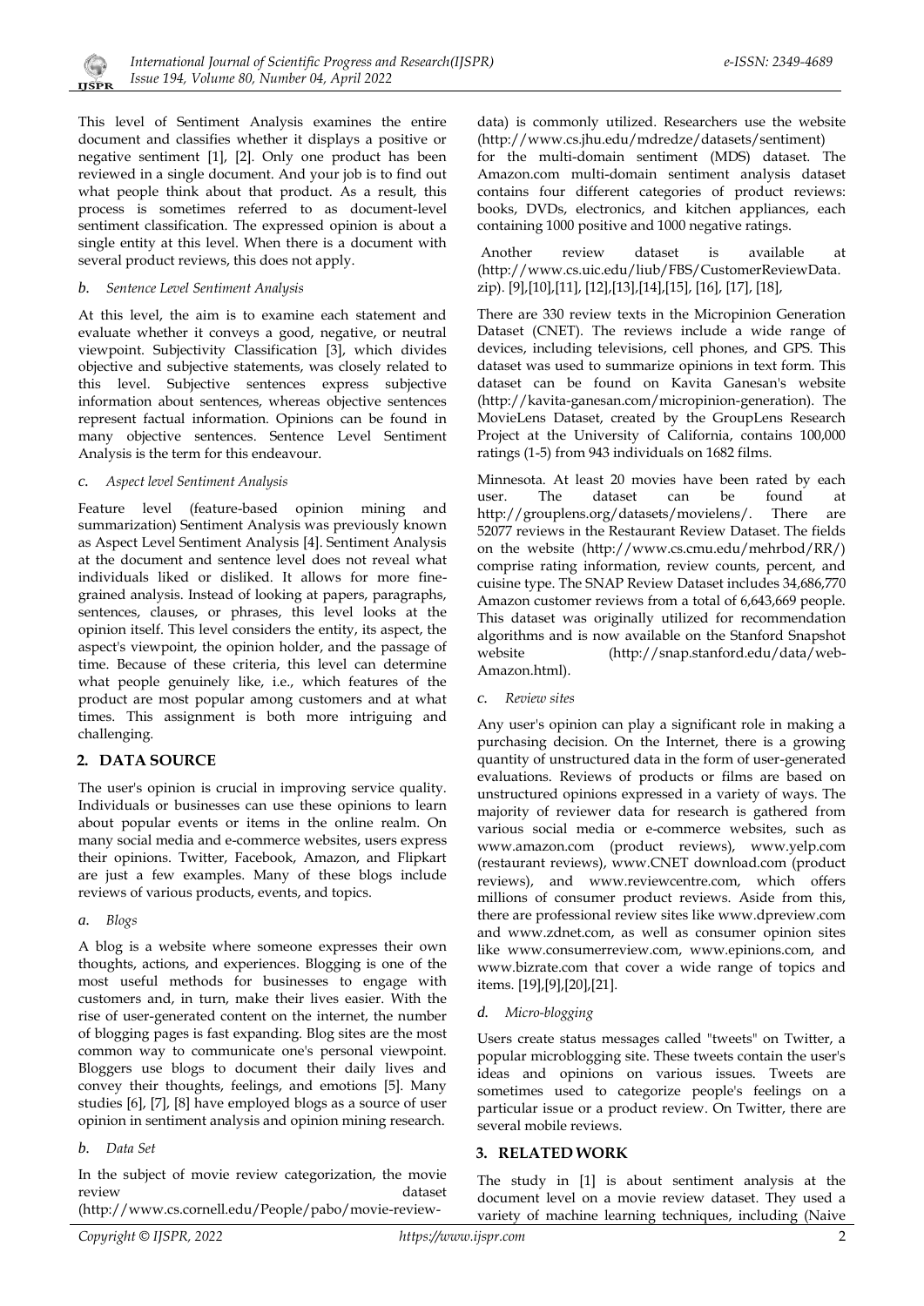This level of Sentiment Analysis examines the entire document and classifies whether it displays a positive or negative sentiment [1], [2]. Only one product has been reviewed in a single document. And your job is to find out what people think about that product. As a result, this process is sometimes referred to as document-level sentiment classification. The expressed opinion is about a single entity at this level. When there is a document with several product reviews, this does not apply.

*b. Sentence Level Sentiment Analysis*

At this level, the aim is to examine each statement and evaluate whether it conveys a good, negative, or neutral viewpoint. Subjectivity Classification [3], which divides objective and subjective statements, was closely related to this level. Subjective sentences express subjective information about sentences, whereas objective sentences represent factual information. Opinions can be found in many objective sentences. Sentence Level Sentiment Analysis is the term for this endeavour.

*c. Aspect level Sentiment Analysis*

Feature level (feature-based opinion mining and summarization) Sentiment Analysis was previously known as Aspect Level Sentiment Analysis [4]. Sentiment Analysis at the document and sentence level does not reveal what individuals liked or disliked. It allows for more fine-grained analysis. Instead of looking at papers, paragraphs, sentences, clauses, or phrases, this level looks at the opinion itself. This level considers the entity, its aspect, the aspect's viewpoint, the opinion holder, and the passage of time. Because of these criteria, this level can determine what people genuinely like, i.e., which features of the product are most popular among customers and at what times. This assignment is both more intriguing and challenging.

## 2. DATA SOURCE

The user's opinion is crucial in improving service quality. Individuals or businesses can use these opinions to learn about popular events or items in the online realm. On many social media and e-commerce websites, users express their opinions. Twitter, Facebook, Amazon, and Flipkart are just a few examples. Many of these blogs include reviews of various products, events, and topics.

*a. Blogs*

A blog is a website where someone expresses their own thoughts, actions, and experiences. Blogging is one of the most useful methods for businesses to engage with customers and, in turn, make their lives easier. With the rise of user-generated content on the internet, the number of blogging pages is fast expanding. Blog sites are the most common way to communicate one's personal viewpoint. Bloggers use blogs to document their daily lives and convey their thoughts, feelings, and emotions [5]. Many studies [6], [7], [8] have employed blogs as a source of user opinion in sentiment analysis and opinion mining research.

*b. Data Set*

In the subject of movie review categorization, the movie review dataset (http://www.cs.cornell.edu/People/pabo/movie-review-data) is commonly utilized. Researchers use the website (http://www.cs.jhu.edu/mdredze/datasets/sentiment) for the multi-domain sentiment (MDS) dataset. The Amazon.com multi-domain sentiment analysis dataset contains four different categories of product reviews: books, DVDs, electronics, and kitchen appliances, each containing 1000 positive and 1000 negative ratings.

Another review dataset is available at (http://www.cs.uic.edu/liub/FBS/CustomerReviewData.zip). [9],[10],[11], [12],[13],[14],[15], [16], [17], [18],

There are 330 review texts in the Micropinion Generation Dataset (CNET). The reviews include a wide range of devices, including televisions, cell phones, and GPS. This dataset was used to summarize opinions in text form. This dataset can be found on Kavita Ganesan's website (http://kavita-ganesan.com/micropinion-generation). The MovieLens Dataset, created by the GroupLens Research Project at the University of California, contains 100,000 ratings (1-5) from 943 individuals on 1682 films.

Minnesota. At least 20 movies have been rated by each user. The dataset can be found at http://grouplens.org/datasets/movielens/. There are 52077 reviews in the Restaurant Review Dataset. The fields on the website (http://www.cs.cmu.edu/mehrbod/RR/) comprise rating information, review counts, percent, and cuisine type. The SNAP Review Dataset includes 34,686,770 Amazon customer reviews from a total of 6,643,669 people. This dataset was originally utilized for recommendation algorithms and is now available on the Stanford Snapshot website (http://snap.stanford.edu/data/web-Amazon.html).

*c. Review sites*

Any user's opinion can play a significant role in making a purchasing decision. On the Internet, there is a growing quantity of unstructured data in the form of user-generated evaluations. Reviews of products or films are based on unstructured opinions expressed in a variety of ways. The majority of reviewer data for research is gathered from various social media or e-commerce websites, such as www.amazon.com (product reviews), www.yelp.com (restaurant reviews), www.CNET download.com (product reviews), and www.reviewcentre.com, which offers millions of consumer product reviews. Aside from this, there are professional review sites like www.dpreview.com and www.zdnet.com, as well as consumer opinion sites like www.consumerreview.com, www.epinions.com, and www.bizrate.com that cover a wide range of topics and items. [19],[9],[20],[21].

*d. Micro-blogging*

Users create status messages called "tweets" on Twitter, a popular microblogging site. These tweets contain the user's ideas and opinions on various issues. Tweets are sometimes used to categorize people's feelings on a particular issue or a product review. On Twitter, there are several mobile reviews.

## 3. RELATED WORK

The study in [1] is about sentiment analysis at the document level on a movie review dataset. They used a variety of machine learning techniques, including (Naive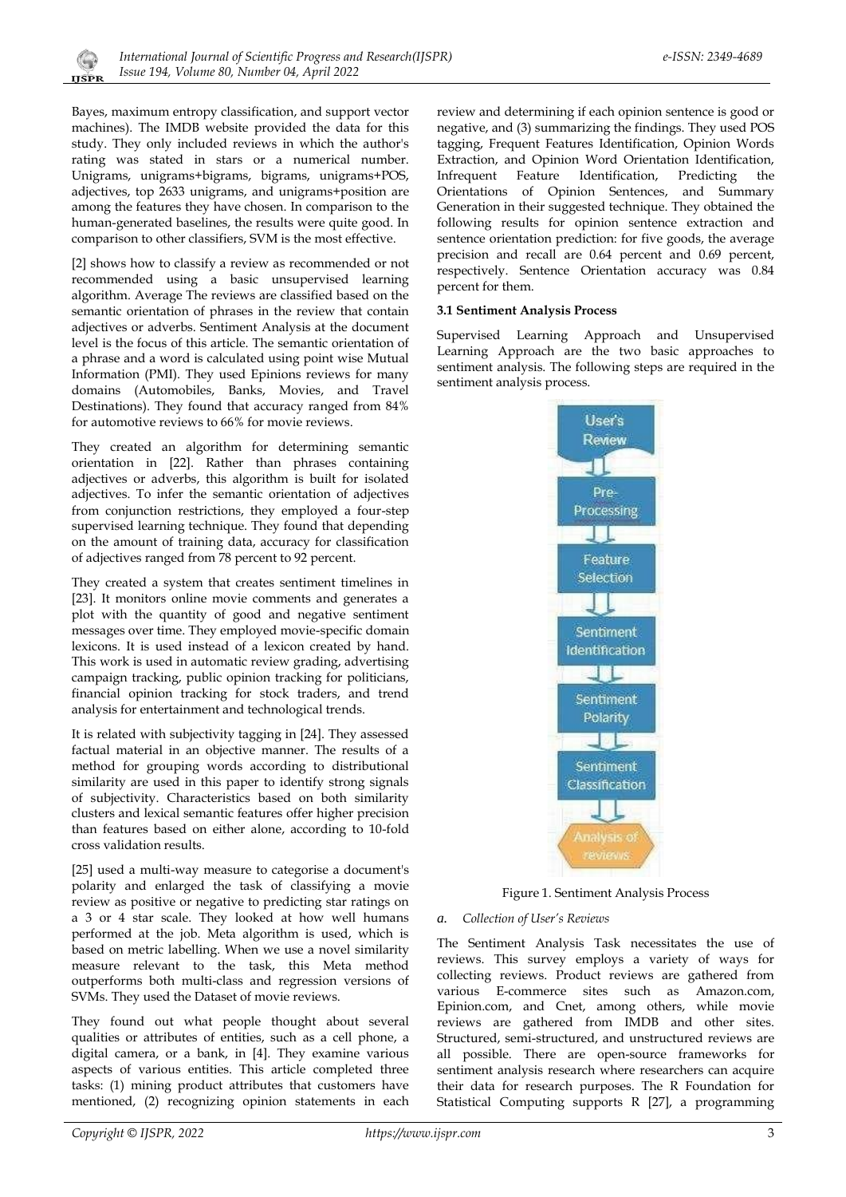Bayes, maximum entropy classification, and support vector machines). The IMDB website provided the data for this study. They only included reviews in which the author's rating was stated in stars or a numerical number. Unigrams, unigrams+bigrams, bigrams, unigrams+POS, adjectives, top 2633 unigrams, and unigrams+position are among the features they have chosen. In comparison to the human-generated baselines, the results were quite good. In comparison to other classifiers, SVM is the most effective.

[2] shows how to classify a review as recommended or not recommended using a basic unsupervised learning algorithm. Average The reviews are classified based on the semantic orientation of phrases in the review that contain adjectives or adverbs. Sentiment Analysis at the document level is the focus of this article. The semantic orientation of a phrase and a word is calculated using point wise Mutual Information (PMI). They used Epinions reviews for many domains (Automobiles, Banks, Movies, and Travel Destinations). They found that accuracy ranged from 84% for automotive reviews to 66% for movie reviews.

They created an algorithm for determining semantic orientation in [22]. Rather than phrases containing adjectives or adverbs, this algorithm is built for isolated adjectives. To infer the semantic orientation of adjectives from conjunction restrictions, they employed a four-step supervised learning technique. They found that depending on the amount of training data, accuracy for classification of adjectives ranged from 78 percent to 92 percent.

They created a system that creates sentiment timelines in [23]. It monitors online movie comments and generates a plot with the quantity of good and negative sentiment messages over time. They employed movie-specific domain lexicons. It is used instead of a lexicon created by hand. This work is used in automatic review grading, advertising campaign tracking, public opinion tracking for politicians, financial opinion tracking for stock traders, and trend analysis for entertainment and technological trends.

It is related with subjectivity tagging in [24]. They assessed factual material in an objective manner. The results of a method for grouping words according to distributional similarity are used in this paper to identify strong signals of subjectivity. Characteristics based on both similarity clusters and lexical semantic features offer higher precision than features based on either alone, according to 10-fold cross validation results.

[25] used a multi-way measure to categorise a document's polarity and enlarged the task of classifying a movie review as positive or negative to predicting star ratings on a 3 or 4 star scale. They looked at how well humans performed at the job. Meta algorithm is used, which is based on metric labelling. When we use a novel similarity measure relevant to the task, this Meta method outperforms both multi-class and regression versions of SVMs. They used the Dataset of movie reviews.

They found out what people thought about several qualities or attributes of entities, such as a cell phone, a digital camera, or a bank, in [4]. They examine various aspects of various entities. This article completed three tasks: (1) mining product attributes that customers have mentioned, (2) recognizing opinion statements in each review and determining if each opinion sentence is good or negative, and (3) summarizing the findings. They used POS tagging, Frequent Features Identification, Opinion Words Extraction, and Opinion Word Orientation Identification, Infrequent Feature Identification, Predicting the Orientations of Opinion Sentences, and Summary Generation in their suggested technique. They obtained the following results for opinion sentence extraction and sentence orientation prediction: for five goods, the average precision and recall are 0.64 percent and 0.69 percent, respectively. Sentence Orientation accuracy was 0.84 percent for them.

**3.1 Sentiment Analysis Process**

Supervised Learning Approach and Unsupervised Learning Approach are the two basic approaches to sentiment analysis. The following steps are required in the sentiment analysis process.

User's Review → Pre-Processing → Feature Selection → Sentiment Identification → Sentiment Polarity → Sentiment Classification → Analysis of reviews

Figure 1. Sentiment Analysis Process

*a. Collection of User's Reviews*

The Sentiment Analysis Task necessitates the use of reviews. This survey employs a variety of ways for collecting reviews. Product reviews are gathered from various E-commerce sites such as Amazon.com, Epinion.com, and Cnet, among others, while movie reviews are gathered from IMDB and other sites. Structured, semi-structured, and unstructured reviews are all possible. There are open-source frameworks for sentiment analysis research where researchers can acquire their data for research purposes. The R Foundation for Statistical Computing supports R [27], a programming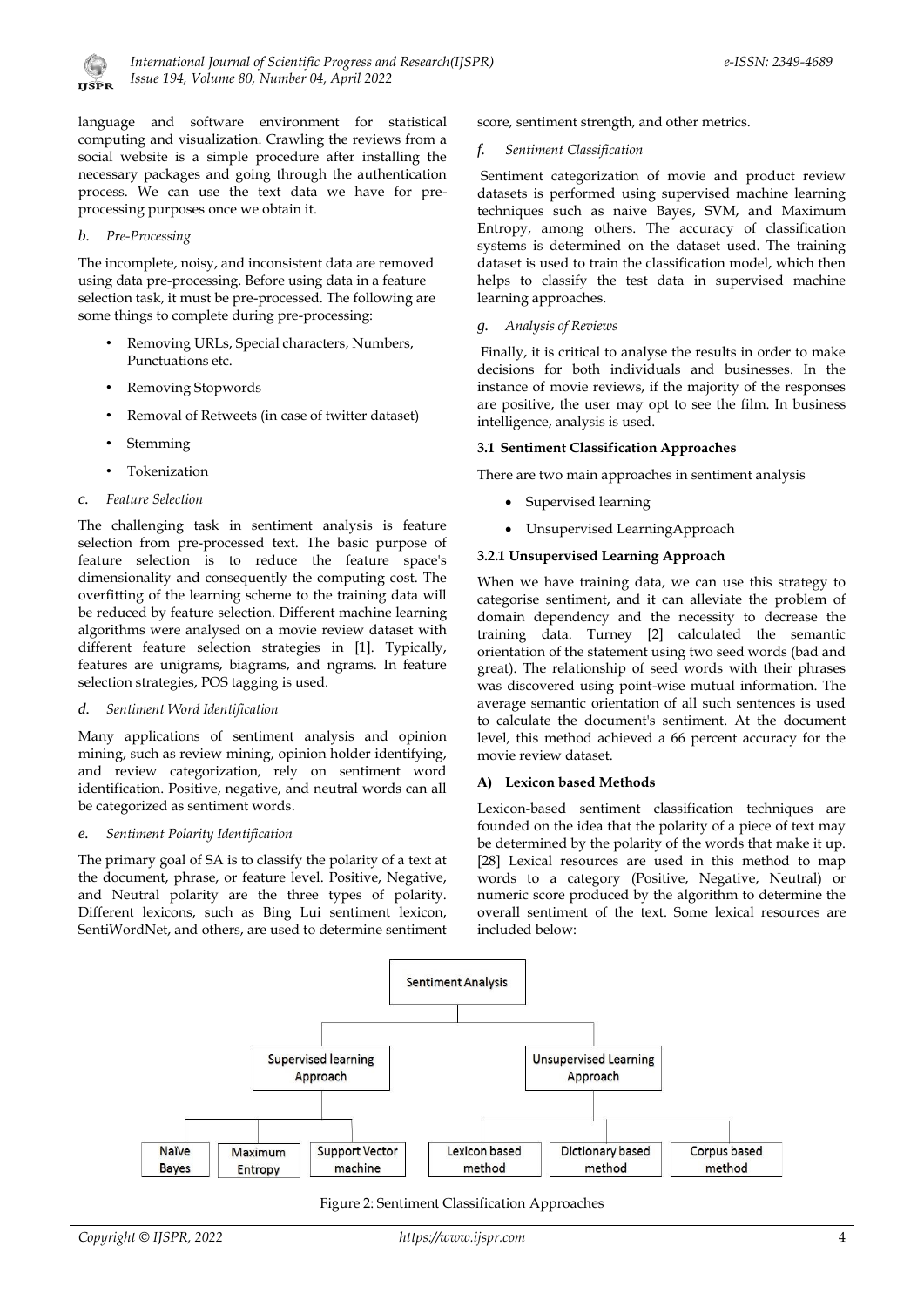language and software environment for statistical computing and visualization. Crawling the reviews from a social website is a simple procedure after installing the necessary packages and going through the authentication process. We can use the text data we have for pre-processing purposes once we obtain it.

*b. Pre-Processing*

The incomplete, noisy, and inconsistent data are removed using data pre-processing. Before using data in a feature selection task, it must be pre-processed. The following are some things to complete during pre-processing:

- Removing URLs, Special characters, Numbers, Punctuations etc.
- Removing Stopwords
- Removal of Retweets (in case of twitter dataset)
- Stemming
- Tokenization

*c. Feature Selection*

The challenging task in sentiment analysis is feature selection from pre-processed text. The basic purpose of feature selection is to reduce the feature space's dimensionality and consequently the computing cost. The overfitting of the learning scheme to the training data will be reduced by feature selection. Different machine learning algorithms were analysed on a movie review dataset with different feature selection strategies in [1]. Typically, features are unigrams, biagrams, and ngrams. In feature selection strategies, POS tagging is used.

*d. Sentiment Word Identification*

Many applications of sentiment analysis and opinion mining, such as review mining, opinion holder identifying, and review categorization, rely on sentiment word identification. Positive, negative, and neutral words can all be categorized as sentiment words.

*e. Sentiment Polarity Identification*

The primary goal of SA is to classify the polarity of a text at the document, phrase, or feature level. Positive, Negative, and Neutral polarity are the three types of polarity. Different lexicons, such as Bing Lui sentiment lexicon, SentiWordNet, and others, are used to determine sentiment score, sentiment strength, and other metrics.

*f. Sentiment Classification*

Sentiment categorization of movie and product review datasets is performed using supervised machine learning techniques such as naive Bayes, SVM, and Maximum Entropy, among others. The accuracy of classification systems is determined on the dataset used. The training dataset is used to train the classification model, which then helps to classify the test data in supervised machine learning approaches.

*g. Analysis of Reviews*

Finally, it is critical to analyse the results in order to make decisions for both individuals and businesses. In the instance of movie reviews, if the majority of the responses are positive, the user may opt to see the film. In business intelligence, analysis is used.

**3.1 Sentiment Classification Approaches**

There are two main approaches in sentiment analysis

- Supervised learning
- Unsupervised LearningApproach

**3.2.1 Unsupervised Learning Approach**

When we have training data, we can use this strategy to categorise sentiment, and it can alleviate the problem of domain dependency and the necessity to decrease the training data. Turney [2] calculated the semantic orientation of the statement using two seed words (bad and great). The relationship of seed words with their phrases was discovered using point-wise mutual information. The average semantic orientation of all such sentences is used to calculate the document's sentiment. At the document level, this method achieved a 66 percent accuracy for the movie review dataset.

**A) Lexicon based Methods**

Lexicon-based sentiment classification techniques are founded on the idea that the polarity of a piece of text may be determined by the polarity of the words that make it up. [28] Lexical resources are used in this method to map words to a category (Positive, Negative, Neutral) or numeric score produced by the algorithm to determine the overall sentiment of the text. Some lexical resources are included below:

Sentiment Analysis

Supervised learning Approach | Unsupervised Learning Approach

Naïve Bayes | Maximum Entropy | Support Vector machine | Lexicon based method | Dictionary based method | Corpus based method

Figure 2: Sentiment Classification Approaches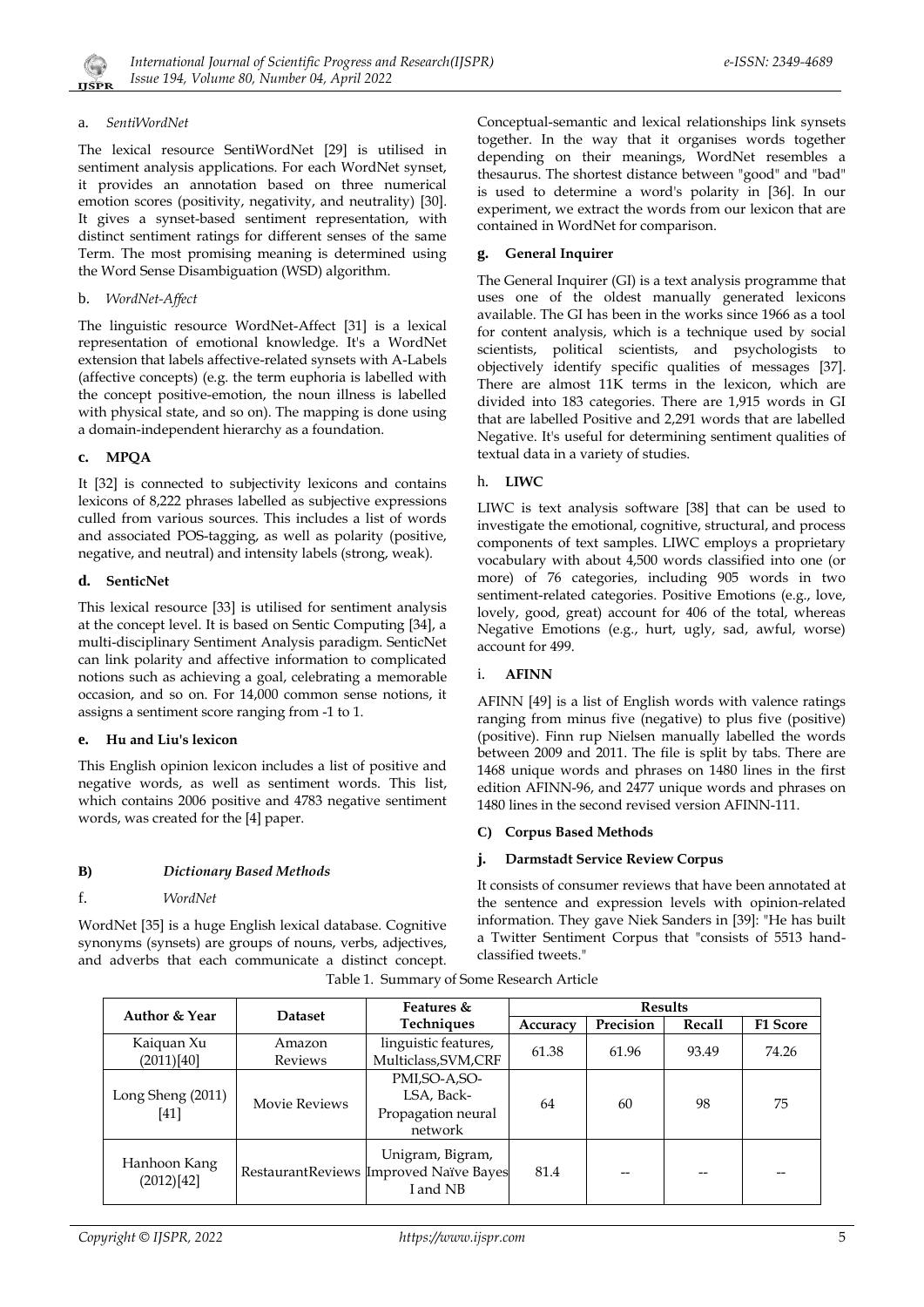#### a. *SentiWordNet*

The lexical resource SentiWordNet [29] is utilised in sentiment analysis applications. For each WordNet synset, it provides an annotation based on three numerical emotion scores (positivity, negativity, and neutrality) [30]. It gives a synset-based sentiment representation, with distinct sentiment ratings for different senses of the same Term. The most promising meaning is determined using the Word Sense Disambiguation (WSD) algorithm.

#### b. *WordNet-Affect*

The linguistic resource WordNet-Affect [31] is a lexical representation of emotional knowledge. It's a WordNet extension that labels affective-related synsets with A-Labels (affective concepts) (e.g. the term euphoria is labelled with the concept positive-emotion, the noun illness is labelled with physical state, and so on). The mapping is done using a domain-independent hierarchy as a foundation.

#### c. MPQA

It [32] is connected to subjectivity lexicons and contains lexicons of 8,222 phrases labelled as subjective expressions culled from various sources. This includes a list of words and associated POS-tagging, as well as polarity (positive, negative, and neutral) and intensity labels (strong, weak).

#### d. SenticNet

This lexical resource [33] is utilised for sentiment analysis at the concept level. It is based on Sentic Computing [34], a multi-disciplinary Sentiment Analysis paradigm. SenticNet can link polarity and affective information to complicated notions such as achieving a goal, celebrating a memorable occasion, and so on. For 14,000 common sense notions, it assigns a sentiment score ranging from -1 to 1.

#### e. Hu and Liu's lexicon

This English opinion lexicon includes a list of positive and negative words, as well as sentiment words. This list, which contains 2006 positive and 4783 negative sentiment words, was created for the [4] paper.

### B) *Dictionary Based Methods*

#### f. *WordNet*

WordNet [35] is a huge English lexical database. Cognitive synonyms (synsets) are groups of nouns, verbs, adjectives, and adverbs that each communicate a distinct concept. Conceptual-semantic and lexical relationships link synsets together. In the way that it organises words together depending on their meanings, WordNet resembles a thesaurus. The shortest distance between "good" and "bad" is used to determine a word's polarity in [36]. In our experiment, we extract the words from our lexicon that are contained in WordNet for comparison.

#### g. General Inquirer

The General Inquirer (GI) is a text analysis programme that uses one of the oldest manually generated lexicons available. The GI has been in the works since 1966 as a tool for content analysis, which is a technique used by social scientists, political scientists, and psychologists to objectively identify specific qualities of messages [37]. There are almost 11K terms in the lexicon, which are divided into 183 categories. There are 1,915 words in GI that are labelled Positive and 2,291 words that are labelled Negative. It's useful for determining sentiment qualities of textual data in a variety of studies.

#### h. LIWC

LIWC is text analysis software [38] that can be used to investigate the emotional, cognitive, structural, and process components of text samples. LIWC employs a proprietary vocabulary with about 4,500 words classified into one (or more) of 76 categories, including 905 words in two sentiment-related categories. Positive Emotions (e.g., love, lovely, good, great) account for 406 of the total, whereas Negative Emotions (e.g., hurt, ugly, sad, awful, worse) account for 499.

#### i. AFINN

AFINN [49] is a list of English words with valence ratings ranging from minus five (negative) to plus five (positive) (positive). Finn rup Nielsen manually labelled the words between 2009 and 2011. The file is split by tabs. There are 1468 unique words and phrases on 1480 lines in the first edition AFINN-96, and 2477 unique words and phrases on 1480 lines in the second revised version AFINN-111.

### C) Corpus Based Methods

#### j. Darmstadt Service Review Corpus

It consists of consumer reviews that have been annotated at the sentence and expression levels with opinion-related information. They gave Niek Sanders in [39]: "He has built a Twitter Sentiment Corpus that "consists of 5513 hand-classified tweets."

Table 1. Summary of Some Research Article

| Author & Year | Dataset | Features & Techniques | Results | | | |
|---|---|---|---|---|---|---|
| | | | Accuracy | Precision | Recall | F1 Score |
| Kaiquan Xu (2011)[40] | Amazon Reviews | linguistic features, Multiclass,SVM,CRF | 61.38 | 61.96 | 93.49 | 74.26 |
| Long Sheng (2011) [41] | Movie Reviews | PMI,SO-A,SO-LSA, Back-Propagation neural network | 64 | 60 | 98 | 75 |
| Hanhoon Kang (2012)[42] | RestaurantReviews | Unigram, Bigram, Improved Naïve Bayes I and NB | 81.4 | -- | -- | -- |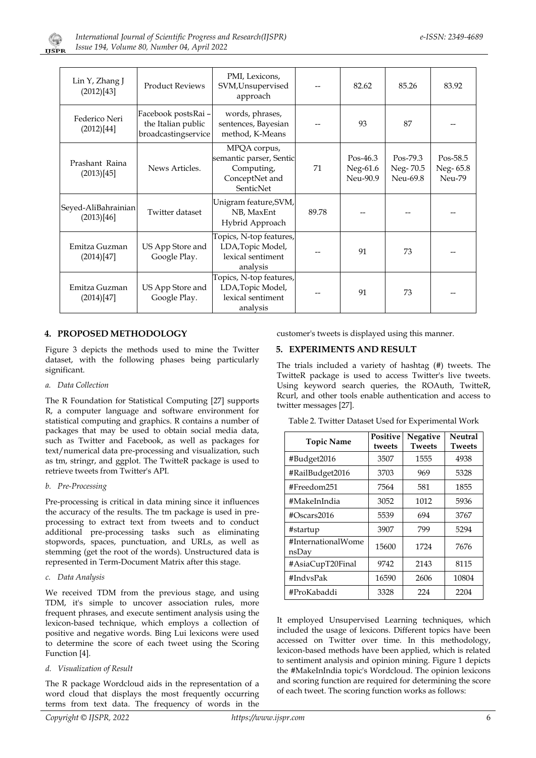| Lin Y, Zhang J (2012)[43] | Product Reviews | PMI, Lexicons, SVM,Unsupervised approach | -- | 82.62 | 85.26 | 83.92 |
|---|---|---|---|---|---|---|
| Federico Neri (2012)[44] | Facebook postsRai – the Italian public broadcastingservice | words, phrases, sentences, Bayesian method, K-Means | -- | 93 | 87 | -- |
| Prashant Raina (2013)[45] | News Articles. | MPQA corpus, semantic parser, Sentic Computing, ConceptNet and SenticNet | 71 | Pos-46.3 Neg-61.6 Neu-90.9 | Pos-79.3 Neg- 70.5 Neu-69.8 | Pos-58.5 Neg- 65.8 Neu-79 |
| Seyed-AliBahrainian (2013)[46] | Twitter dataset | Unigram feature,SVM, NB, MaxEnt Hybrid Approach | 89.78 | -- | -- | -- |
| Emitza Guzman (2014)[47] | US App Store and Google Play. | Topics, N-top features, LDA,Topic Model, lexical sentiment analysis | -- | 91 | 73 | -- |
| Emitza Guzman (2014)[47] | US App Store and Google Play. | Topics, N-top features, LDA,Topic Model, lexical sentiment analysis | -- | 91 | 73 | -- |

## 4. PROPOSED METHODOLOGY

Figure 3 depicts the methods used to mine the Twitter dataset, with the following phases being particularly significant.

*a. Data Collection*

The R Foundation for Statistical Computing [27] supports R, a computer language and software environment for statistical computing and graphics. R contains a number of packages that may be used to obtain social media data, such as Twitter and Facebook, as well as packages for text/numerical data pre-processing and visualization, such as tm, stringr, and ggplot. The TwitteR package is used to retrieve tweets from Twitter's API.

*b. Pre-Processing*

Pre-processing is critical in data mining since it influences the accuracy of the results. The tm package is used in pre-processing to extract text from tweets and to conduct additional pre-processing tasks such as eliminating stopwords, spaces, punctuation, and URLs, as well as stemming (get the root of the words). Unstructured data is represented in Term-Document Matrix after this stage.

*c. Data Analysis*

We received TDM from the previous stage, and using TDM, it's simple to uncover association rules, more frequent phrases, and execute sentiment analysis using the lexicon-based technique, which employs a collection of positive and negative words. Bing Lui lexicons were used to determine the score of each tweet using the Scoring Function [4].

*d. Visualization of Result*

The R package Wordcloud aids in the representation of a word cloud that displays the most frequently occurring terms from text data. The frequency of words in the customer's tweets is displayed using this manner.

## 5. EXPERIMENTS AND RESULT

The trials included a variety of hashtag (#) tweets. The TwitteR package is used to access Twitter's live tweets. Using keyword search queries, the ROAuth, TwitteR, Rcurl, and other tools enable authentication and access to twitter messages [27].

Table 2. Twitter Dataset Used for Experimental Work

| Topic Name | Positive tweets | Negative Tweets | Neutral Tweets |
|---|---|---|---|
| #Budget2016 | 3507 | 1555 | 4938 |
| #RailBudget2016 | 3703 | 969 | 5328 |
| #Freedom251 | 7564 | 581 | 1855 |
| #MakeInIndia | 3052 | 1012 | 5936 |
| #Oscars2016 | 5539 | 694 | 3767 |
| #startup | 3907 | 799 | 5294 |
| #InternationalWomensDay | 15600 | 1724 | 7676 |
| #AsiaCupT20Final | 9742 | 2143 | 8115 |
| #IndvsPak | 16590 | 2606 | 10804 |
| #ProKabaddi | 3328 | 224 | 2204 |

It employed Unsupervised Learning techniques, which included the usage of lexicons. Different topics have been accessed on Twitter over time. In this methodology, lexicon-based methods have been applied, which is related to sentiment analysis and opinion mining. Figure 1 depicts the #MakeInIndia topic's Wordcloud. The opinion lexicons and scoring function are required for determining the score of each tweet. The scoring function works as follows: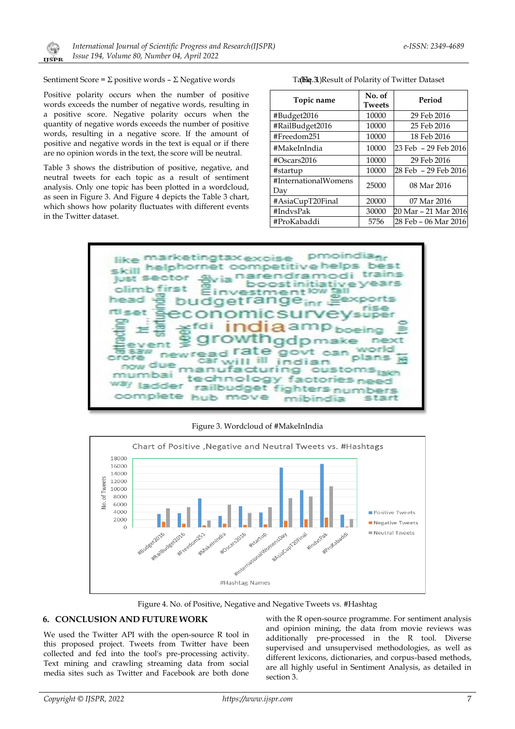Sentiment Score = Σ positive words – Σ Negative words

Positive polarity occurs when the number of positive words exceeds the number of negative words, resulting in a positive score. Negative polarity occurs when the quantity of negative words exceeds the number of positive words, resulting in a negative score. If the amount of positive and negative words in the text is equal or if there are no opinion words in the text, the score will be neutral.

Table 3 shows the distribution of positive, negative, and neutral tweets for each topic as a result of sentiment analysis. Only one topic has been plotted in a wordcloud, as seen in Figure 3. And Figure 4 depicts the Table 3 chart, which shows how polarity fluctuates with different events in the Twitter dataset.

Table 1. Result of Polarity of Twitter Dataset

| Topic name | No. of Tweets | Period |
|---|---|---|
| #Budget2016 | 10000 | 29 Feb 2016 |
| #RailBudget2016 | 10000 | 25 Feb 2016 |
| #Freedom251 | 10000 | 18 Feb 2016 |
| #MakeInIndia | 10000 | 23 Feb – 29 Feb 2016 |
| #Oscars2016 | 10000 | 29 Feb 2016 |
| #startup | 10000 | 28 Feb – 29 Feb 2016 |
| #InternationalWomensDay | 25000 | 08 Mar 2016 |
| #AsiaCupT20Final | 20000 | 07 Mar 2016 |
| #IndvsPak | 30000 | 20 Mar – 21 Mar 2016 |
| #ProKabaddi | 5756 | 28 Feb – 06 Mar 2016 |

Figure 3. Wordcloud of #MakeInIndia

Figure 4. No. of Positive, Negative and Negative Tweets vs. #Hashtag

## 6. CONCLUSION AND FUTURE WORK

We used the Twitter API with the open-source R tool in this proposed project. Tweets from Twitter have been collected and fed into the tool's pre-processing activity. Text mining and crawling streaming data from social media sites such as Twitter and Facebook are both done with the R open-source programme. For sentiment analysis and opinion mining, the data from movie reviews was additionally pre-processed in the R tool. Diverse supervised and unsupervised methodologies, as well as different lexicons, dictionaries, and corpus-based methods, are all highly useful in Sentiment Analysis, as detailed in section 3.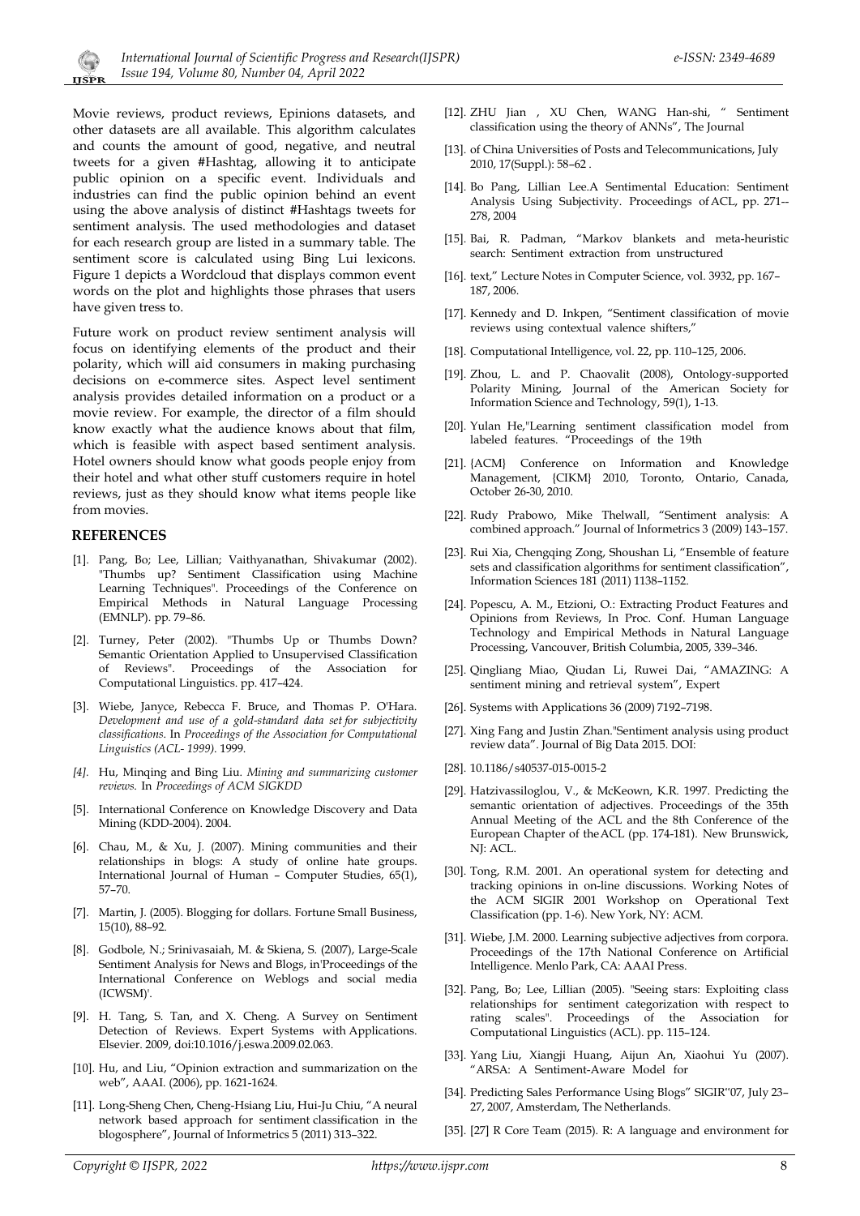Movie reviews, product reviews, Epinions datasets, and other datasets are all available. This algorithm calculates and counts the amount of good, negative, and neutral tweets for a given #Hashtag, allowing it to anticipate public opinion on a specific event. Individuals and industries can find the public opinion behind an event using the above analysis of distinct #Hashtags tweets for sentiment analysis. The used methodologies and dataset for each research group are listed in a summary table. The sentiment score is calculated using Bing Lui lexicons. Figure 1 depicts a Wordcloud that displays common event words on the plot and highlights those phrases that users have given tress to.

Future work on product review sentiment analysis will focus on identifying elements of the product and their polarity, which will aid consumers in making purchasing decisions on e-commerce sites. Aspect level sentiment analysis provides detailed information on a product or a movie review. For example, the director of a film should know exactly what the audience knows about that film, which is feasible with aspect based sentiment analysis. Hotel owners should know what goods people enjoy from their hotel and what other stuff customers require in hotel reviews, just as they should know what items people like from movies.

## REFERENCES

[1]. Pang, Bo; Lee, Lillian; Vaithyanathan, Shivakumar (2002). "Thumbs up? Sentiment Classification using Machine Learning Techniques". Proceedings of the Conference on Empirical Methods in Natural Language Processing (EMNLP). pp. 79–86.

[2]. Turney, Peter (2002). "Thumbs Up or Thumbs Down? Semantic Orientation Applied to Unsupervised Classification of Reviews". Proceedings of the Association for Computational Linguistics. pp. 417–424.

[3]. Wiebe, Janyce, Rebecca F. Bruce, and Thomas P. O'Hara. *Development and use of a gold-standard data set for subjectivity classifications.* In *Proceedings of the Association for Computational Linguistics (ACL- 1999).* 1999.

*[4].* Hu, Minqing and Bing Liu. *Mining and summarizing customer reviews.* In *Proceedings of ACM SIGKDD*

[5]. International Conference on Knowledge Discovery and Data Mining (KDD-2004). 2004.

[6]. Chau, M., & Xu, J. (2007). Mining communities and their relationships in blogs: A study of online hate groups. International Journal of Human – Computer Studies, 65(1), 57–70.

[7]. Martin, J. (2005). Blogging for dollars. Fortune Small Business, 15(10), 88–92.

[8]. Godbole, N.; Srinivasaiah, M. & Skiena, S. (2007), Large-Scale Sentiment Analysis for News and Blogs, in'Proceedings of the International Conference on Weblogs and social media (ICWSM)'.

[9]. H. Tang, S. Tan, and X. Cheng. A Survey on Sentiment Detection of Reviews. Expert Systems with Applications. Elsevier. 2009, doi:10.1016/j.eswa.2009.02.063.

[10]. Hu, and Liu, "Opinion extraction and summarization on the web", AAAI. (2006), pp. 1621-1624.

[11]. Long-Sheng Chen, Cheng-Hsiang Liu, Hui-Ju Chiu, "A neural network based approach for sentiment classification in the blogosphere", Journal of Informetrics 5 (2011) 313–322.

[12]. ZHU Jian , XU Chen, WANG Han-shi, " Sentiment classification using the theory of ANNs", The Journal

[13]. of China Universities of Posts and Telecommunications, July 2010, 17(Suppl.): 58–62 .

[14]. Bo Pang, Lillian Lee.A Sentimental Education: Sentiment Analysis Using Subjectivity. Proceedings of ACL, pp. 271--278, 2004

[15]. Bai, R. Padman, "Markov blankets and meta-heuristic search: Sentiment extraction from unstructured

[16]. text," Lecture Notes in Computer Science, vol. 3932, pp. 167–187, 2006.

[17]. Kennedy and D. Inkpen, "Sentiment classification of movie reviews using contextual valence shifters,"

[18]. Computational Intelligence, vol. 22, pp. 110–125, 2006.

[19]. Zhou, L. and P. Chaovalit (2008), Ontology-supported Polarity Mining, Journal of the American Society for Information Science and Technology, 59(1), 1-13.

[20]. Yulan He,"Learning sentiment classification model from labeled features. "Proceedings of the 19th

[21]. {ACM} Conference on Information and Knowledge Management, {CIKM} 2010, Toronto, Ontario, Canada, October 26-30, 2010.

[22]. Rudy Prabowo, Mike Thelwall, "Sentiment analysis: A combined approach." Journal of Informetrics 3 (2009) 143–157.

[23]. Rui Xia, Chengqing Zong, Shoushan Li, "Ensemble of feature sets and classification algorithms for sentiment classification", Information Sciences 181 (2011) 1138–1152.

[24]. Popescu, A. M., Etzioni, O.: Extracting Product Features and Opinions from Reviews, In Proc. Conf. Human Language Technology and Empirical Methods in Natural Language Processing, Vancouver, British Columbia, 2005, 339–346.

[25]. Qingliang Miao, Qiudan Li, Ruwei Dai, "AMAZING: A sentiment mining and retrieval system", Expert

[26]. Systems with Applications 36 (2009) 7192–7198.

[27]. Xing Fang and Justin Zhan."Sentiment analysis using product review data". Journal of Big Data 2015. DOI:

[28]. 10.1186/s40537-015-0015-2

[29]. Hatzivassiloglou, V., & McKeown, K.R. 1997. Predicting the semantic orientation of adjectives. Proceedings of the 35th Annual Meeting of the ACL and the 8th Conference of the European Chapter of the ACL (pp. 174-181). New Brunswick, NJ: ACL.

[30]. Tong, R.M. 2001. An operational system for detecting and tracking opinions in on-line discussions. Working Notes of the ACM SIGIR 2001 Workshop on Operational Text Classification (pp. 1-6). New York, NY: ACM.

[31]. Wiebe, J.M. 2000. Learning subjective adjectives from corpora. Proceedings of the 17th National Conference on Artificial Intelligence. Menlo Park, CA: AAAI Press.

[32]. Pang, Bo; Lee, Lillian (2005). "Seeing stars: Exploiting class relationships for sentiment categorization with respect to rating scales". Proceedings of the Association for Computational Linguistics (ACL). pp. 115–124.

[33]. Yang Liu, Xiangji Huang, Aijun An, Xiaohui Yu (2007). "ARSA: A Sentiment-Aware Model for

[34]. Predicting Sales Performance Using Blogs" SIGIR"07, July 23–27, 2007, Amsterdam, The Netherlands.

[35]. [27] R Core Team (2015). R: A language and environment for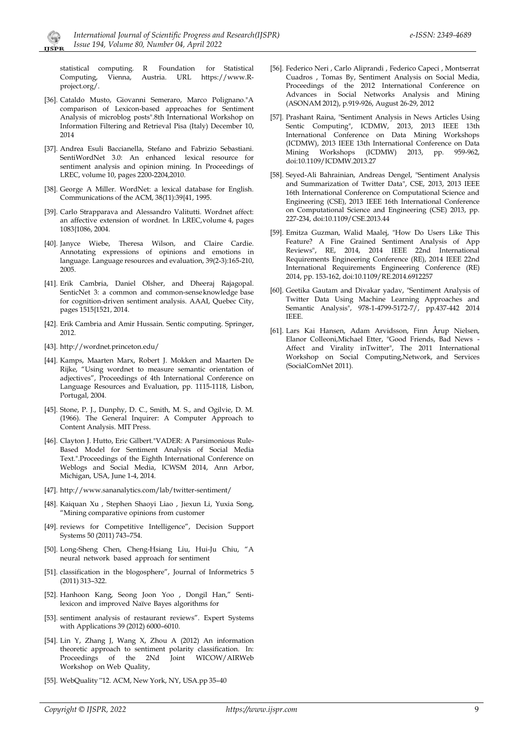statistical computing. R Foundation for Statistical Computing, Vienna, Austria. URL https://www.R-project.org/.

[36]. Cataldo Musto, Giovanni Semeraro, Marco Polignano."A comparison of Lexicon-based approaches for Sentiment Analysis of microblog posts".8th International Workshop on Information Filtering and Retrieval Pisa (Italy) December 10, 2014

[37]. Andrea Esuli Baccianella, Stefano and Fabrizio Sebastiani. SentiWordNet 3.0: An enhanced lexical resource for sentiment analysis and opinion mining. In Proceedings of LREC, volume 10, pages 2200-2204,2010.

[38]. George A Miller. WordNet: a lexical database for English. Communications of the ACM, 38(11):39{41, 1995.

[39]. Carlo Strapparava and Alessandro Valitutti. Wordnet affect: an affective extension of wordnet. In LREC,volume 4, pages 1083{1086, 2004.

[40]. Janyce Wiebe, Theresa Wilson, and Claire Cardie. Annotating expressions of opinions and emotions in language. Language resources and evaluation, 39(2-3):165-210, 2005.

[41]. Erik Cambria, Daniel Olsher, and Dheeraj Rajagopal. SenticNet 3: a common and common-sense knowledge base for cognition-driven sentiment analysis. AAAI, Quebec City, pages 1515{1521, 2014.

[42]. Erik Cambria and Amir Hussain. Sentic computing. Springer, 2012.

[43]. http://wordnet.princeton.edu/

[44]. Kamps, Maarten Marx, Robert J. Mokken and Maarten De Rijke, "Using wordnet to measure semantic orientation of adjectives", Proceedings of 4th International Conference on Language Resources and Evaluation, pp. 1115-1118, Lisbon, Portugal, 2004.

[45]. Stone, P. J., Dunphy, D. C., Smith, M. S., and Ogilvie, D. M. (1966). The General Inquirer: A Computer Approach to Content Analysis. MIT Press.

[46]. Clayton J. Hutto, Eric Gilbert."VADER: A Parsimonious Rule-Based Model for Sentiment Analysis of Social Media Text.".Proceedings of the Eighth International Conference on Weblogs and Social Media, ICWSM 2014, Ann Arbor, Michigan, USA, June 1-4, 2014.

[47]. http://www.sananalytics.com/lab/twitter-sentiment/

[48]. Kaiquan Xu , Stephen Shaoyi Liao , Jiexun Li, Yuxia Song, "Mining comparative opinions from customer

[49]. reviews for Competitive Intelligence", Decision Support Systems 50 (2011) 743–754.

[50]. Long-Sheng Chen, Cheng-Hsiang Liu, Hui-Ju Chiu, "A neural network based approach for sentiment

[51]. classification in the blogosphere", Journal of Informetrics 5 (2011) 313–322.

[52]. Hanhoon Kang, Seong Joon Yoo , Dongil Han," Senti-lexicon and improved Naïve Bayes algorithms for

[53]. sentiment analysis of restaurant reviews". Expert Systems with Applications 39 (2012) 6000–6010.

[54]. Lin Y, Zhang J, Wang X, Zhou A (2012) An information theoretic approach to sentiment polarity classification. In: Proceedings of the 2Nd Joint WICOW/AIRWeb Workshop on Web Quality,

[55]. WebQuality "12. ACM, New York, NY, USA.pp 35–40

[56]. Federico Neri , Carlo Aliprandi , Federico Capeci , Montserrat Cuadros , Tomas By, Sentiment Analysis on Social Media, Proceedings of the 2012 International Conference on Advances in Social Networks Analysis and Mining (ASONAM 2012), p.919-926, August 26-29, 2012

[57]. Prashant Raina, "Sentiment Analysis in News Articles Using Sentic Computing", ICDMW, 2013, 2013 IEEE 13th International Conference on Data Mining Workshops (ICDMW), 2013 IEEE 13th International Conference on Data Mining Workshops (ICDMW) 2013, pp. 959-962, doi:10.1109/ICDMW.2013.27

[58]. Seyed-Ali Bahrainian, Andreas Dengel, "Sentiment Analysis and Summarization of Twitter Data", CSE, 2013, 2013 IEEE 16th International Conference on Computational Science and Engineering (CSE), 2013 IEEE 16th International Conference on Computational Science and Engineering (CSE) 2013, pp. 227-234, doi:10.1109/CSE.2013.44

[59]. Emitza Guzman, Walid Maalej, "How Do Users Like This Feature? A Fine Grained Sentiment Analysis of App Reviews", RE, 2014, 2014 IEEE 22nd International Requirements Engineering Conference (RE), 2014 IEEE 22nd International Requirements Engineering Conference (RE) 2014, pp. 153-162, doi:10.1109/RE.2014.6912257

[60]. Geetika Gautam and Divakar yadav, "Sentiment Analysis of Twitter Data Using Machine Learning Approaches and Semantic Analysis", 978-1-4799-5172-7/, pp.437-442 2014 IEEE.

[61]. Lars Kai Hansen, Adam Arvidsson, Finn Årup Nielsen, Elanor Colleoni,Michael Etter, "Good Friends, Bad News - Affect and Virality inTwitter", The 2011 International Workshop on Social Computing,Network, and Services (SocialComNet 2011).